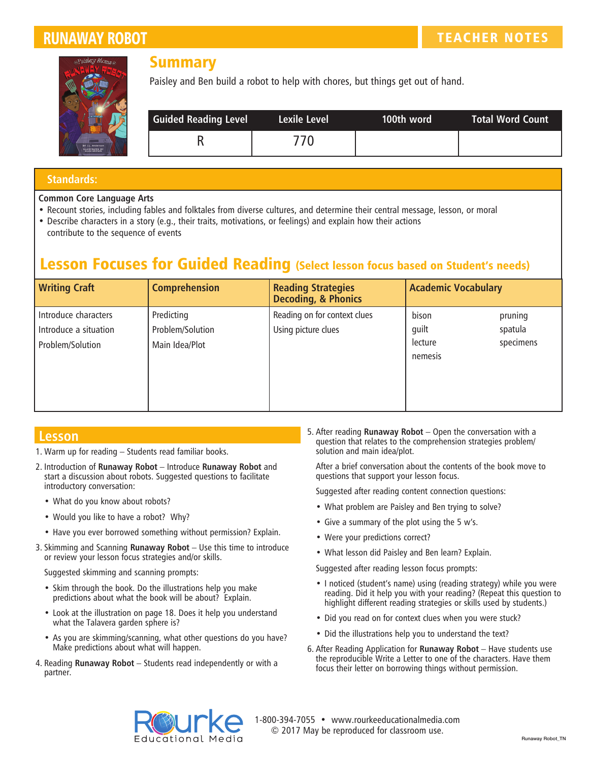# RUNAWAY ROBOT

**TEACHER NOTES**

## Summary

Paisley and Ben build a robot to help with chores, but things get out of hand.

| Guided Reading Level | Lexile Level | 100th word | Total Word Count |
|---|---|---|---|
| R | 770 | | |

## Standards:

**Common Core Language Arts**

- Recount stories, including fables and folktales from diverse cultures, and determine their central message, lesson, or moral
- Describe characters in a story (e.g., their traits, motivations, or feelings) and explain how their actions contribute to the sequence of events

## Lesson Focuses for Guided Reading (Select lesson focus based on Student's needs)

| Writing Craft | Comprehension | Reading Strategies Decoding, & Phonics | Academic Vocabulary | |
|---|---|---|---|---|
| Introduce characters | Predicting | Reading on for context clues | bison | pruning |
| Introduce a situation | Problem/Solution | Using picture clues | guilt | spatula |
| Problem/Solution | Main Idea/Plot | | lecture | specimens |
| | | | nemesis | |

## Lesson

1. Warm up for reading – Students read familiar books.
2. Introduction of **Runaway Robot** – Introduce **Runaway Robot** and start a discussion about robots. Suggested questions to facilitate introductory conversation:
   - What do you know about robots?
   - Would you like to have a robot? Why?
   - Have you ever borrowed something without permission? Explain.
3. Skimming and Scanning **Runaway Robot** – Use this time to introduce or review your lesson focus strategies and/or skills.

   Suggested skimming and scanning prompts:
   - Skim through the book. Do the illustrations help you make predictions about what the book will be about? Explain.
   - Look at the illustration on page 18. Does it help you understand what the Talavera garden sphere is?
   - As you are skimming/scanning, what other questions do you have? Make predictions about what will happen.
4. Reading **Runaway Robot** – Students read independently or with a partner.
5. After reading **Runaway Robot** – Open the conversation with a question that relates to the comprehension strategies problem/solution and main idea/plot.

   After a brief conversation about the contents of the book move to questions that support your lesson focus.

   Suggested after reading content connection questions:
   - What problem are Paisley and Ben trying to solve?
   - Give a summary of the plot using the 5 w's.
   - Were your predictions correct?
   - What lesson did Paisley and Ben learn? Explain.

   Suggested after reading lesson focus prompts:
   - I noticed (student's name) using (reading strategy) while you were reading. Did it help you with your reading? (Repeat this question to highlight different reading strategies or skills used by students.)
   - Did you read on for context clues when you were stuck?
   - Did the illustrations help you to understand the text?
6. After Reading Application for **Runaway Robot** – Have students use the reproducible Write a Letter to one of the characters. Have them focus their letter on borrowing things without permission.

Rourke Educational Media

1-800-394-7055 • www.rourkeeducationalmedia.com

© 2017 May be reproduced for classroom use.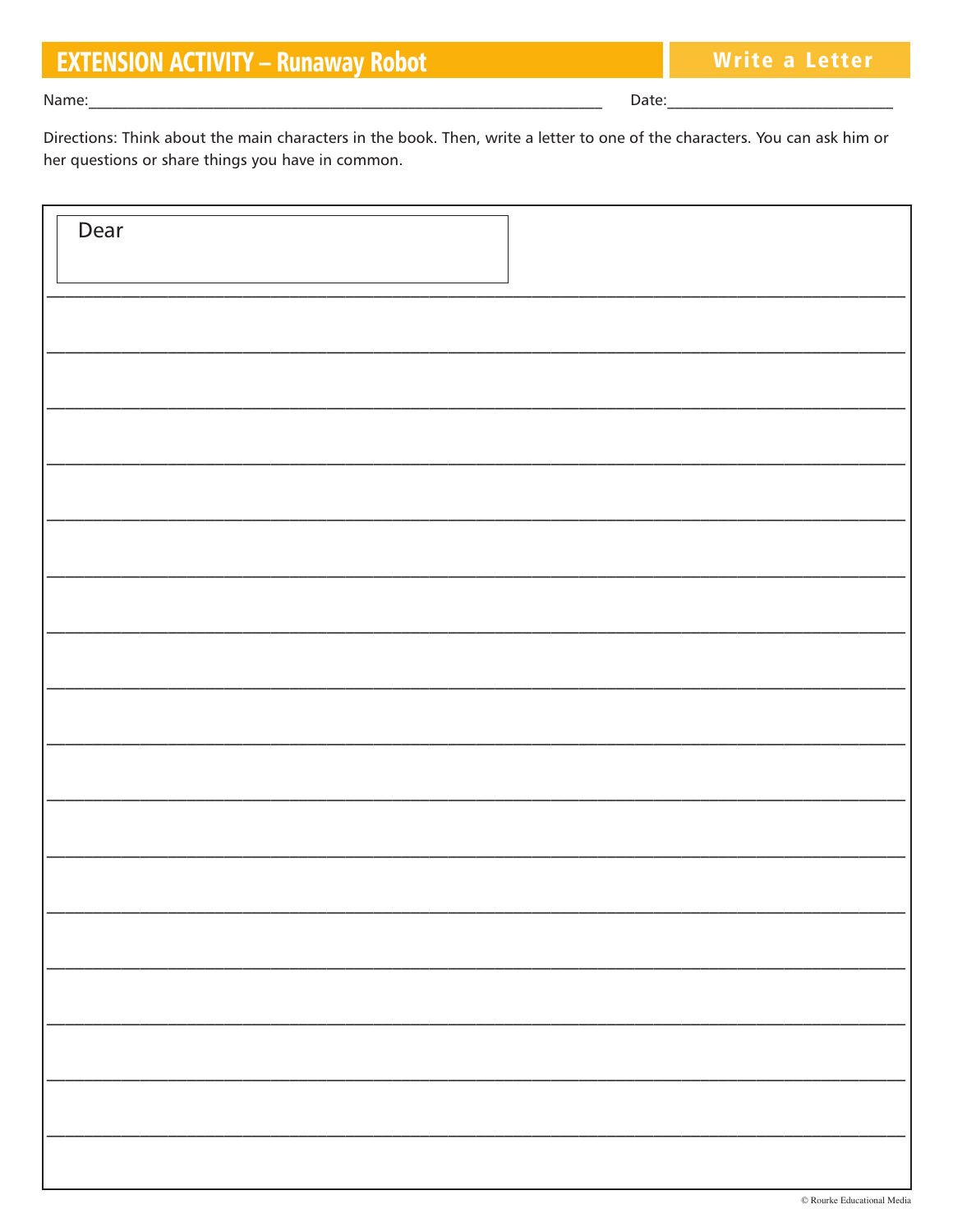# EXTENSION ACTIVITY – Runaway Robot

## Write a Letter

Name:_______________________________________________ Date:_______________________

Directions: Think about the main characters in the book. Then, write a letter to one of the characters. You can ask him or her questions or share things you have in common.

Dear

___________________________________________________________________________

___________________________________________________________________________

___________________________________________________________________________

___________________________________________________________________________

___________________________________________________________________________

___________________________________________________________________________

___________________________________________________________________________

___________________________________________________________________________

___________________________________________________________________________

___________________________________________________________________________

___________________________________________________________________________

___________________________________________________________________________

___________________________________________________________________________

___________________________________________________________________________

___________________________________________________________________________

___________________________________________________________________________

© Rourke Educational Media